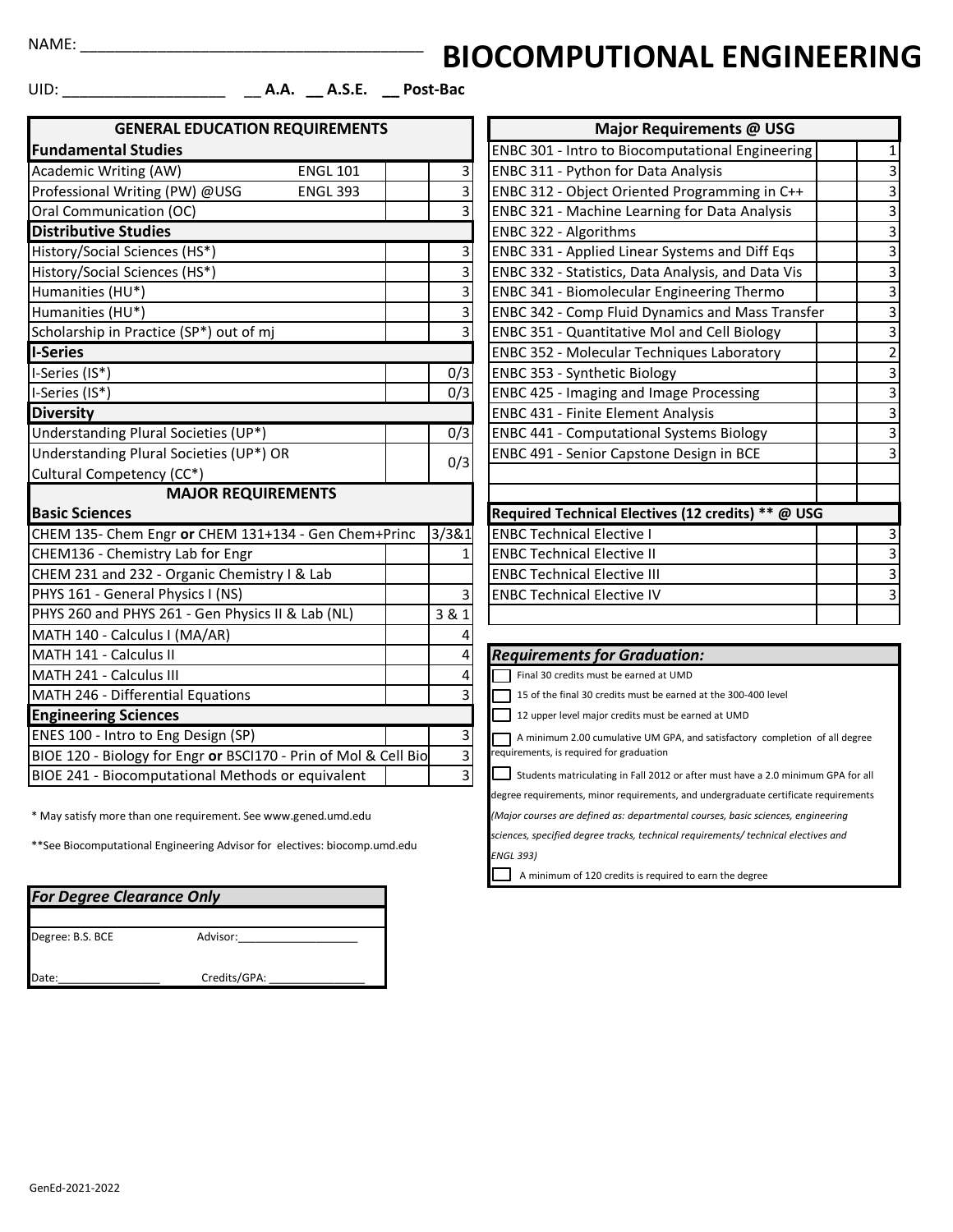NAME: ________________________________________

# BIOCOMPUTIONAL ENGINEERING

UID: ___________________ __ A.A. __ A.S.E. __ Post-Bac

| GENERAL EDUCATION REQUIREMENTS | | | |
|---|---|---|---|
| **Fundamental Studies** | | | |
| Academic Writing (AW) | ENGL 101 | | 3 |
| Professional Writing (PW) @USG | ENGL 393 | | 3 |
| Oral Communication (OC) | | | 3 |
| **Distributive Studies** | | | |
| History/Social Sciences (HS*) | | | 3 |
| History/Social Sciences (HS*) | | | 3 |
| Humanities (HU*) | | | 3 |
| Humanities (HU*) | | | 3 |
| Scholarship in Practice (SP*) out of mj | | | 3 |
| **I-Series** | | | |
| I-Series (IS*) | | | 0/3 |
| I-Series (IS*) | | | 0/3 |
| **Diversity** | | | |
| Understanding Plural Societies (UP*) | | | 0/3 |
| Understanding Plural Societies (UP*) OR Cultural Competency (CC*) | | | 0/3 |
| **MAJOR REQUIREMENTS** | | | |
| **Basic Sciences** | | | |
| CHEM 135- Chem Engr **or** CHEM 131+134 - Gen Chem+Princ | | | 3/3&1 |
| CHEM136 - Chemistry Lab for Engr | | | 1 |
| CHEM 231 and 232 - Organic Chemistry I & Lab | | | |
| PHYS 161 - General Physics I (NS) | | | 3 |
| PHYS 260 and PHYS 261 - Gen Physics II & Lab (NL) | | | 3 & 1 |
| MATH 140 - Calculus I (MA/AR) | | | 4 |
| MATH 141 - Calculus II | | | 4 |
| MATH 241 - Calculus III | | | 4 |
| MATH 246 - Differential Equations | | | 3 |
| **Engineering Sciences** | | | |
| ENES 100 - Intro to Eng Design (SP) | | | 3 |
| BIOE 120 - Biology for Engr **or** BSCI170 - Prin of Mol & Cell Bio | | | 3 |
| BIOE 241 - Biocomputational Methods or equivalent | | | 3 |

\* May satisfy more than one requirement. See www.gened.umd.edu

\*\*See Biocomputational Engineering Advisor for electives: biocomp.umd.edu

| Major Requirements @ USG | | |
|---|---|---|
| ENBC 301 - Intro to Biocomputational Engineering | | 1 |
| ENBC 311 - Python for Data Analysis | | 3 |
| ENBC 312 - Object Oriented Programming in C++ | | 3 |
| ENBC 321 - Machine Learning for Data Analysis | | 3 |
| ENBC 322 - Algorithms | | 3 |
| ENBC 331 - Applied Linear Systems and Diff Eqs | | 3 |
| ENBC 332 - Statistics, Data Analysis, and Data Vis | | 3 |
| ENBC 341 - Biomolecular Engineering Thermo | | 3 |
| ENBC 342 - Comp Fluid Dynamics and Mass Transfer | | 3 |
| ENBC 351 - Quantitative Mol and Cell Biology | | 3 |
| ENBC 352 - Molecular Techniques Laboratory | | 2 |
| ENBC 353 - Synthetic Biology | | 3 |
| ENBC 425 - Imaging and Image Processing | | 3 |
| ENBC 431 - Finite Element Analysis | | 3 |
| ENBC 441 - Computational Systems Biology | | 3 |
| ENBC 491 - Senior Capstone Design in BCE | | 3 |
| | | |
| | | |
| **Required Technical Electives (12 credits) \*\* @ USG** | | |
| ENBC Technical Elective I | | 3 |
| ENBC Technical Elective II | | 3 |
| ENBC Technical Elective III | | 3 |
| ENBC Technical Elective IV | | 3 |
| | | |

***Requirements for Graduation:***

- [ ] Final 30 credits must be earned at UMD
- [ ] 15 of the final 30 credits must be earned at the 300-400 level
- [ ] 12 upper level major credits must be earned at UMD
- [ ] A minimum 2.00 cumulative UM GPA, and satisfactory completion of all degree requirements, is required for graduation
- [ ] Students matriculating in Fall 2012 or after must have a 2.0 minimum GPA for all degree requirements, minor requirements, and undergraduate certificate requirements *(Major courses are defined as: departmental courses, basic sciences, engineering sciences, specified degree tracks, technical requirements/ technical electives and ENGL 393)*
- [ ] A minimum of 120 credits is required to earn the degree

| ***For Degree Clearance Only*** | |
|---|---|
| Degree: B.S. BCE | Advisor:____________________ |
| Date:________________ | Credits/GPA: _______________ |

GenEd-2021-2022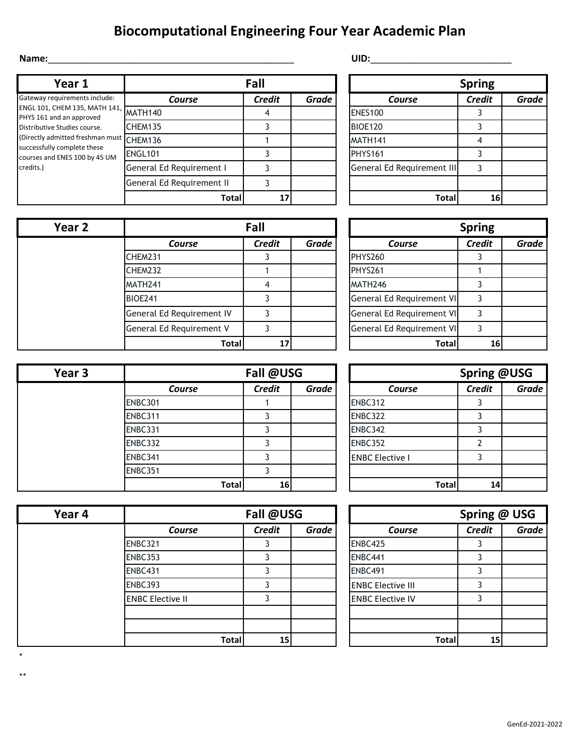# Biocomputational Engineering Four Year Academic Plan

**Name:**_______________________________________________ **UID:**___________________________

| Year 1 | Fall | | | Spring | | |
|---|---|---|---|---|---|---|
| Gateway requirements include: ENGL 101, CHEM 135, MATH 141, PHYS 161 and an approved Distributive Studies course. (Directly admitted freshman must successfully complete these courses and ENES 100 by 45 UM credits.) | ***Course*** | ***Credit*** | ***Grade*** | ***Course*** | ***Credit*** | ***Grade*** |
| | MATH140 | 4 | | ENES100 | 3 | |
| | CHEM135 | 3 | | BIOE120 | 3 | |
| | CHEM136 | 1 | | MATH141 | 4 | |
| | ENGL101 | 3 | | PHYS161 | 3 | |
| | General Ed Requirement I | 3 | | General Ed Requirement III | 3 | |
| | General Ed Requirement II | 3 | | | | |
| | **Total** | **17** | | **Total** | **16** | |

| Year 2 | Fall | | | Spring | | |
|---|---|---|---|---|---|---|
| | ***Course*** | ***Credit*** | ***Grade*** | ***Course*** | ***Credit*** | ***Grade*** |
| | CHEM231 | 3 | | PHYS260 | 3 | |
| | CHEM232 | 1 | | PHYS261 | 1 | |
| | MATH241 | 4 | | MATH246 | 3 | |
| | BIOE241 | 3 | | General Ed Requirement VI | 3 | |
| | General Ed Requirement IV | 3 | | General Ed Requirement VI | 3 | |
| | General Ed Requirement V | 3 | | General Ed Requirement VI | 3 | |
| | **Total** | **17** | | **Total** | **16** | |

| Year 3 | Fall @USG | | | Spring @USG | | |
|---|---|---|---|---|---|---|
| | ***Course*** | ***Credit*** | ***Grade*** | ***Course*** | ***Credit*** | ***Grade*** |
| | ENBC301 | 1 | | ENBC312 | 3 | |
| | ENBC311 | 3 | | ENBC322 | 3 | |
| | ENBC331 | 3 | | ENBC342 | 3 | |
| | ENBC332 | 3 | | ENBC352 | 2 | |
| | ENBC341 | 3 | | ENBC Elective I | 3 | |
| | ENBC351 | 3 | | | | |
| | **Total** | **16** | | **Total** | **14** | |

| Year 4 | Fall @USG | | | Spring @ USG | | |
|---|---|---|---|---|---|---|
| | ***Course*** | ***Credit*** | ***Grade*** | ***Course*** | ***Credit*** | ***Grade*** |
| | ENBC321 | 3 | | ENBC425 | 3 | |
| | ENBC353 | 3 | | ENBC441 | 3 | |
| | ENBC431 | 3 | | ENBC491 | 3 | |
| | ENBC393 | 3 | | ENBC Elective III | 3 | |
| | ENBC Elective II | 3 | | ENBC Elective IV | 3 | |
| | | | | | | |
| | | | | | | |
| | **Total** | **15** | | **Total** | **15** | |

*

**

GenEd-2021-2022